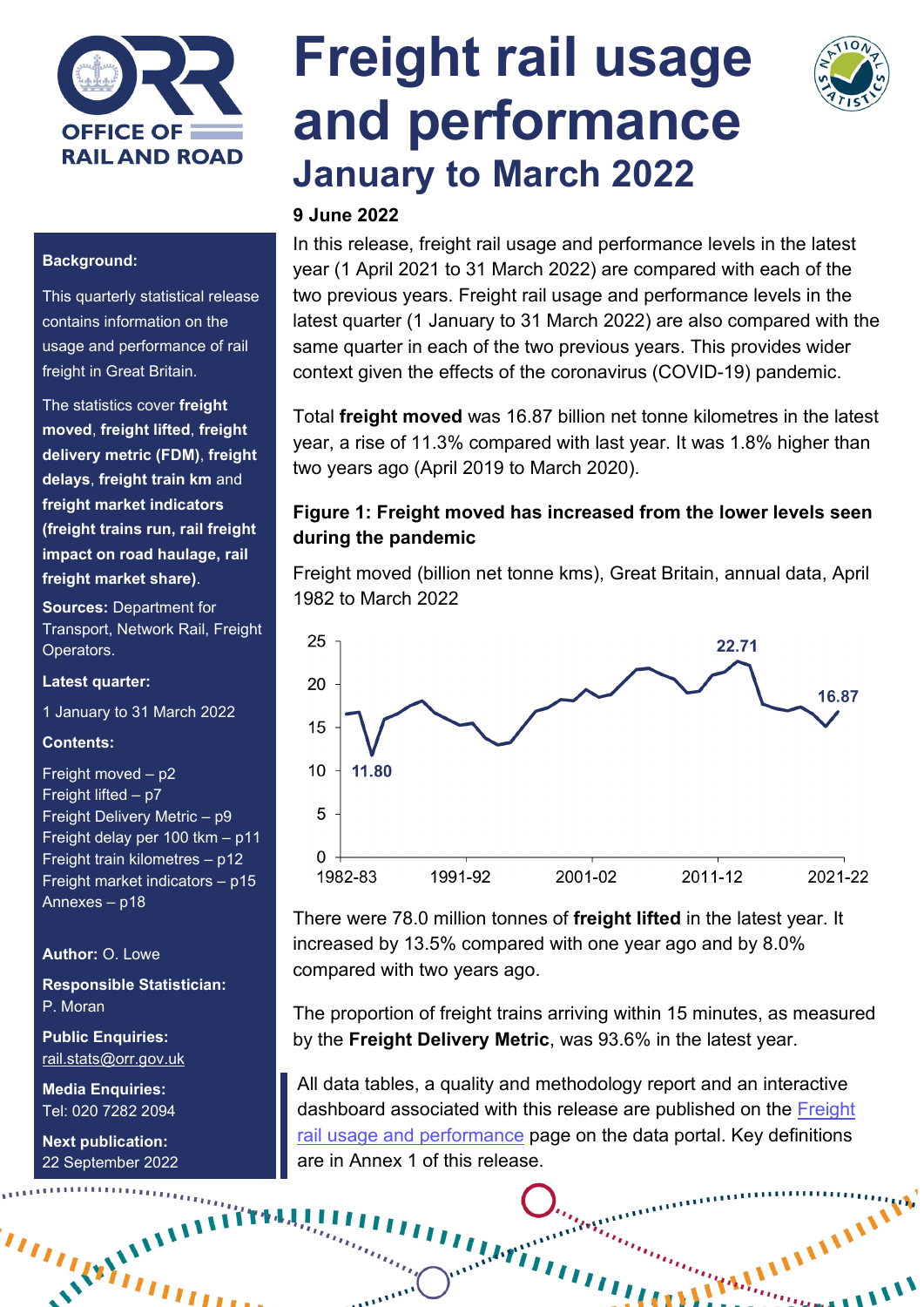# Freight rail usage and performance

## January to March 2022

**9 June 2022**

In this release, freight rail usage and performance levels in the latest year (1 April 2021 to 31 March 2022) are compared with each of the two previous years. Freight rail usage and performance levels in the latest quarter (1 January to 31 March 2022) are also compared with the same quarter in each of the two previous years. This provides wider context given the effects of the coronavirus (COVID-19) pandemic.

Total **freight moved** was 16.87 billion net tonne kilometres in the latest year, a rise of 11.3% compared with last year. It was 1.8% higher than two years ago (April 2019 to March 2020).

### Figure 1: Freight moved has increased from the lower levels seen during the pandemic

Freight moved (billion net tonne kms), Great Britain, annual data, April 1982 to March 2022

25
20
15
10
5
0
1982-83
1991-92
2001-02
2011-12
2021-22
11.80
22.71
16.87

There were 78.0 million tonnes of **freight lifted** in the latest year. It increased by 13.5% compared with one year ago and by 8.0% compared with two years ago.

The proportion of freight trains arriving within 15 minutes, as measured by the **Freight Delivery Metric**, was 93.6% in the latest year.

All data tables, a quality and methodology report and an interactive dashboard associated with this release are published on the Freight rail usage and performance page on the data portal. Key definitions are in Annex 1 of this release.

**Background:**

This quarterly statistical release contains information on the usage and performance of rail freight in Great Britain.

The statistics cover **freight moved**, **freight lifted**, **freight delivery metric (FDM)**, **freight delays**, **freight train km** and **freight market indicators (freight trains run, rail freight impact on road haulage, rail freight market share)**.

**Sources:** Department for Transport, Network Rail, Freight Operators.

**Latest quarter:**

1 January to 31 March 2022

**Contents:**

Freight moved – p2
Freight lifted – p7
Freight Delivery Metric – p9
Freight delay per 100 tkm – p11
Freight train kilometres – p12
Freight market indicators – p15
Annexes – p18

**Author:** O. Lowe

**Responsible Statistician:** P. Moran

**Public Enquiries:** rail.stats@orr.gov.uk

**Media Enquiries:** Tel: 020 7282 2094

**Next publication:** 22 September 2022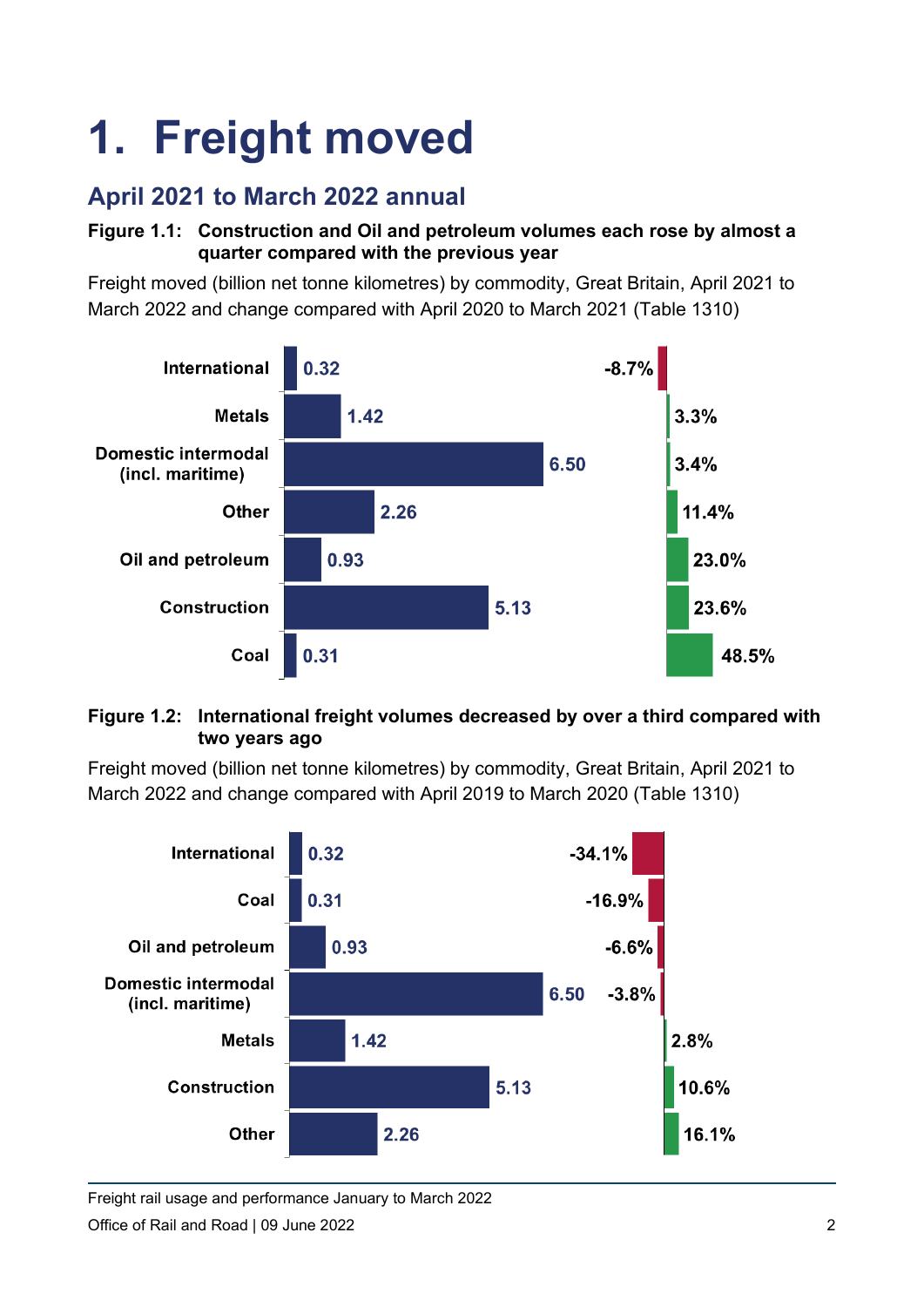# 1. Freight moved

## April 2021 to March 2022 annual

**Figure 1.1: Construction and Oil and petroleum volumes each rose by almost a quarter compared with the previous year**

Freight moved (billion net tonne kilometres) by commodity, Great Britain, April 2021 to March 2022 and change compared with April 2020 to March 2021 (Table 1310)

International 0.32 -8.7%
Metals 1.42 3.3%
Domestic intermodal (incl. maritime) 6.50 3.4%
Other 2.26 11.4%
Oil and petroleum 0.93 23.0%
Construction 5.13 23.6%
Coal 0.31 48.5%

**Figure 1.2: International freight volumes decreased by over a third compared with two years ago**

Freight moved (billion net tonne kilometres) by commodity, Great Britain, April 2021 to March 2022 and change compared with April 2019 to March 2020 (Table 1310)

International 0.32 -34.1%
Coal 0.31 -16.9%
Oil and petroleum 0.93 -6.6%
Domestic intermodal (incl. maritime) 6.50 -3.8%
Metals 1.42 2.8%
Construction 5.13 10.6%
Other 2.26 16.1%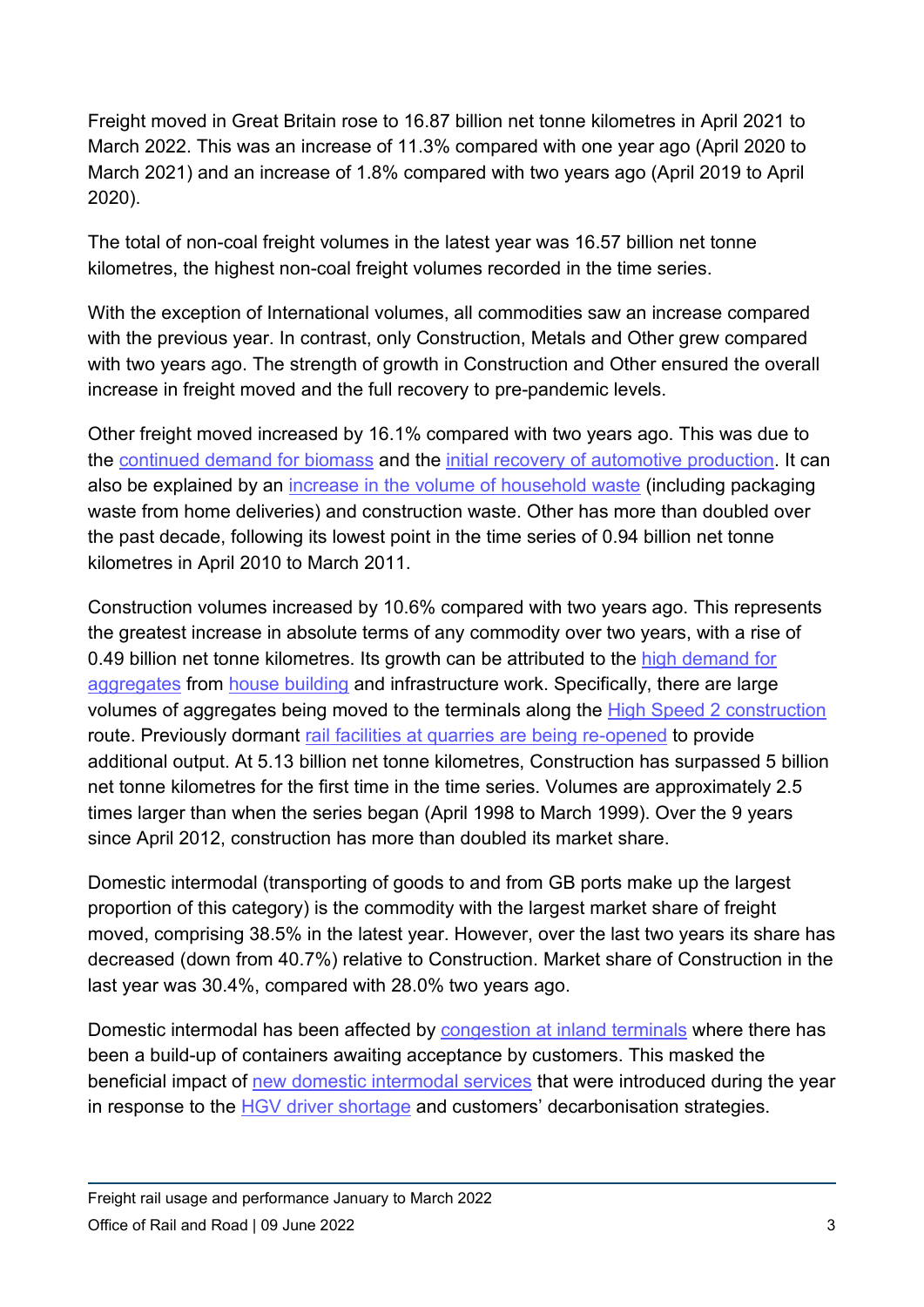Freight moved in Great Britain rose to 16.87 billion net tonne kilometres in April 2021 to March 2022. This was an increase of 11.3% compared with one year ago (April 2020 to March 2021) and an increase of 1.8% compared with two years ago (April 2019 to April 2020).

The total of non-coal freight volumes in the latest year was 16.57 billion net tonne kilometres, the highest non-coal freight volumes recorded in the time series.

With the exception of International volumes, all commodities saw an increase compared with the previous year. In contrast, only Construction, Metals and Other grew compared with two years ago. The strength of growth in Construction and Other ensured the overall increase in freight moved and the full recovery to pre-pandemic levels.

Other freight moved increased by 16.1% compared with two years ago. This was due to the continued demand for biomass and the initial recovery of automotive production. It can also be explained by an increase in the volume of household waste (including packaging waste from home deliveries) and construction waste. Other has more than doubled over the past decade, following its lowest point in the time series of 0.94 billion net tonne kilometres in April 2010 to March 2011.

Construction volumes increased by 10.6% compared with two years ago. This represents the greatest increase in absolute terms of any commodity over two years, with a rise of 0.49 billion net tonne kilometres. Its growth can be attributed to the high demand for aggregates from house building and infrastructure work. Specifically, there are large volumes of aggregates being moved to the terminals along the High Speed 2 construction route. Previously dormant rail facilities at quarries are being re-opened to provide additional output. At 5.13 billion net tonne kilometres, Construction has surpassed 5 billion net tonne kilometres for the first time in the time series. Volumes are approximately 2.5 times larger than when the series began (April 1998 to March 1999). Over the 9 years since April 2012, construction has more than doubled its market share.

Domestic intermodal (transporting of goods to and from GB ports make up the largest proportion of this category) is the commodity with the largest market share of freight moved, comprising 38.5% in the latest year. However, over the last two years its share has decreased (down from 40.7%) relative to Construction. Market share of Construction in the last year was 30.4%, compared with 28.0% two years ago.

Domestic intermodal has been affected by congestion at inland terminals where there has been a build-up of containers awaiting acceptance by customers. This masked the beneficial impact of new domestic intermodal services that were introduced during the year in response to the HGV driver shortage and customers' decarbonisation strategies.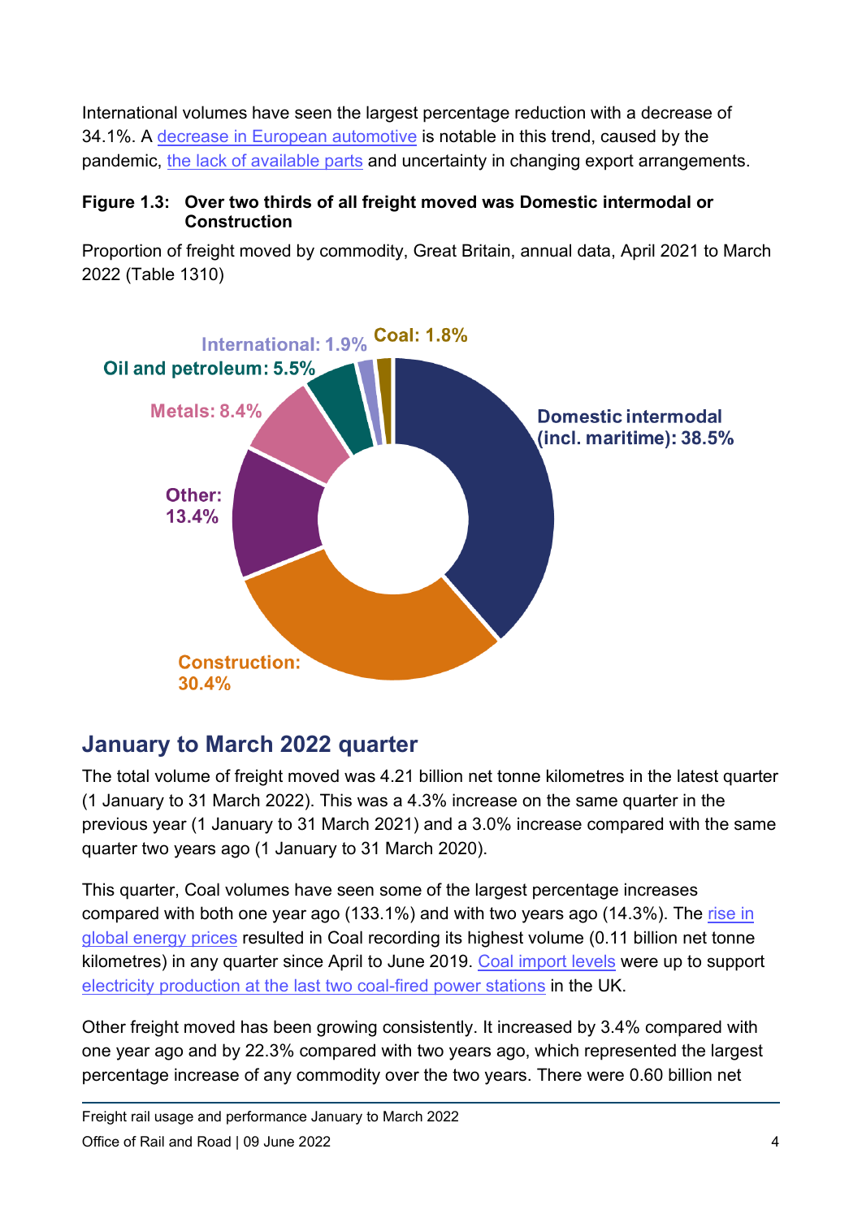International volumes have seen the largest percentage reduction with a decrease of 34.1%. A decrease in European automotive is notable in this trend, caused by the pandemic, the lack of available parts and uncertainty in changing export arrangements.

**Figure 1.3: Over two thirds of all freight moved was Domestic intermodal or Construction**

Proportion of freight moved by commodity, Great Britain, annual data, April 2021 to March 2022 (Table 1310)

International: 1.9%
Coal: 1.8%
Oil and petroleum: 5.5%
Metals: 8.4%
Domestic intermodal (incl. maritime): 38.5%
Other: 13.4%
Construction: 30.4%

## January to March 2022 quarter

The total volume of freight moved was 4.21 billion net tonne kilometres in the latest quarter (1 January to 31 March 2022). This was a 4.3% increase on the same quarter in the previous year (1 January to 31 March 2021) and a 3.0% increase compared with the same quarter two years ago (1 January to 31 March 2020).

This quarter, Coal volumes have seen some of the largest percentage increases compared with both one year ago (133.1%) and with two years ago (14.3%). The rise in global energy prices resulted in Coal recording its highest volume (0.11 billion net tonne kilometres) in any quarter since April to June 2019. Coal import levels were up to support electricity production at the last two coal-fired power stations in the UK.

Other freight moved has been growing consistently. It increased by 3.4% compared with one year ago and by 22.3% compared with two years ago, which represented the largest percentage increase of any commodity over the two years. There were 0.60 billion net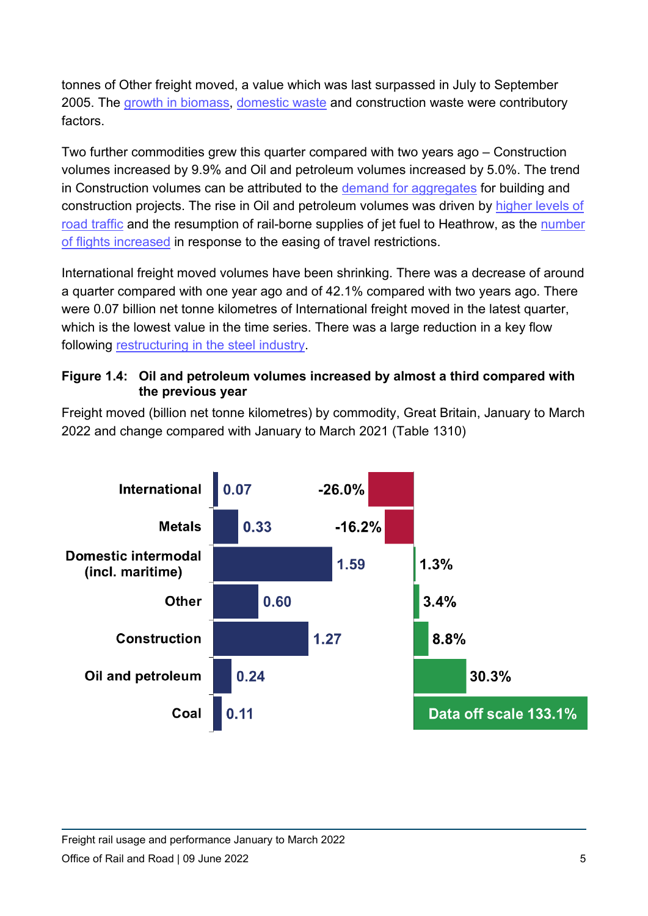tonnes of Other freight moved, a value which was last surpassed in July to September 2005. The growth in biomass, domestic waste and construction waste were contributory factors.

Two further commodities grew this quarter compared with two years ago – Construction volumes increased by 9.9% and Oil and petroleum volumes increased by 5.0%. The trend in Construction volumes can be attributed to the demand for aggregates for building and construction projects. The rise in Oil and petroleum volumes was driven by higher levels of road traffic and the resumption of rail-borne supplies of jet fuel to Heathrow, as the number of flights increased in response to the easing of travel restrictions.

International freight moved volumes have been shrinking. There was a decrease of around a quarter compared with one year ago and of 42.1% compared with two years ago. There were 0.07 billion net tonne kilometres of International freight moved in the latest quarter, which is the lowest value in the time series. There was a large reduction in a key flow following restructuring in the steel industry.

**Figure 1.4: Oil and petroleum volumes increased by almost a third compared with the previous year**

Freight moved (billion net tonne kilometres) by commodity, Great Britain, January to March 2022 and change compared with January to March 2021 (Table 1310)

International 0.07 -26.0%
Metals 0.33 -16.2%
Domestic intermodal (incl. maritime) 1.59 1.3%
Other 0.60 3.4%
Construction 1.27 8.8%
Oil and petroleum 0.24 30.3%
Coal 0.11 Data off scale 133.1%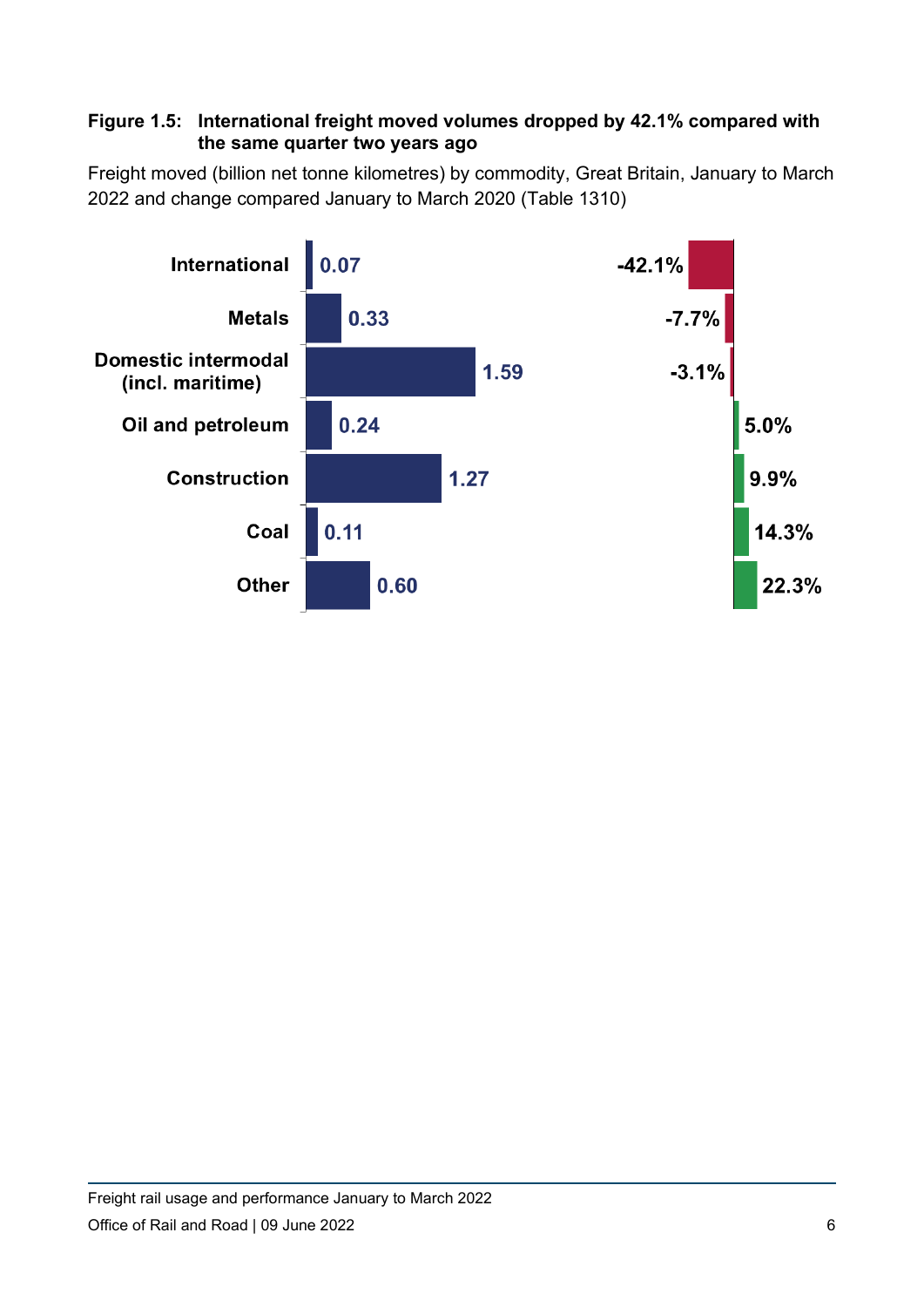**Figure 1.5: International freight moved volumes dropped by 42.1% compared with the same quarter two years ago**

Freight moved (billion net tonne kilometres) by commodity, Great Britain, January to March 2022 and change compared January to March 2020 (Table 1310)

International 0.07 -42.1%

Metals 0.33 -7.7%

Domestic intermodal (incl. maritime) 1.59 -3.1%

Oil and petroleum 0.24 5.0%

Construction 1.27 9.9%

Coal 0.11 14.3%

Other 0.60 22.3%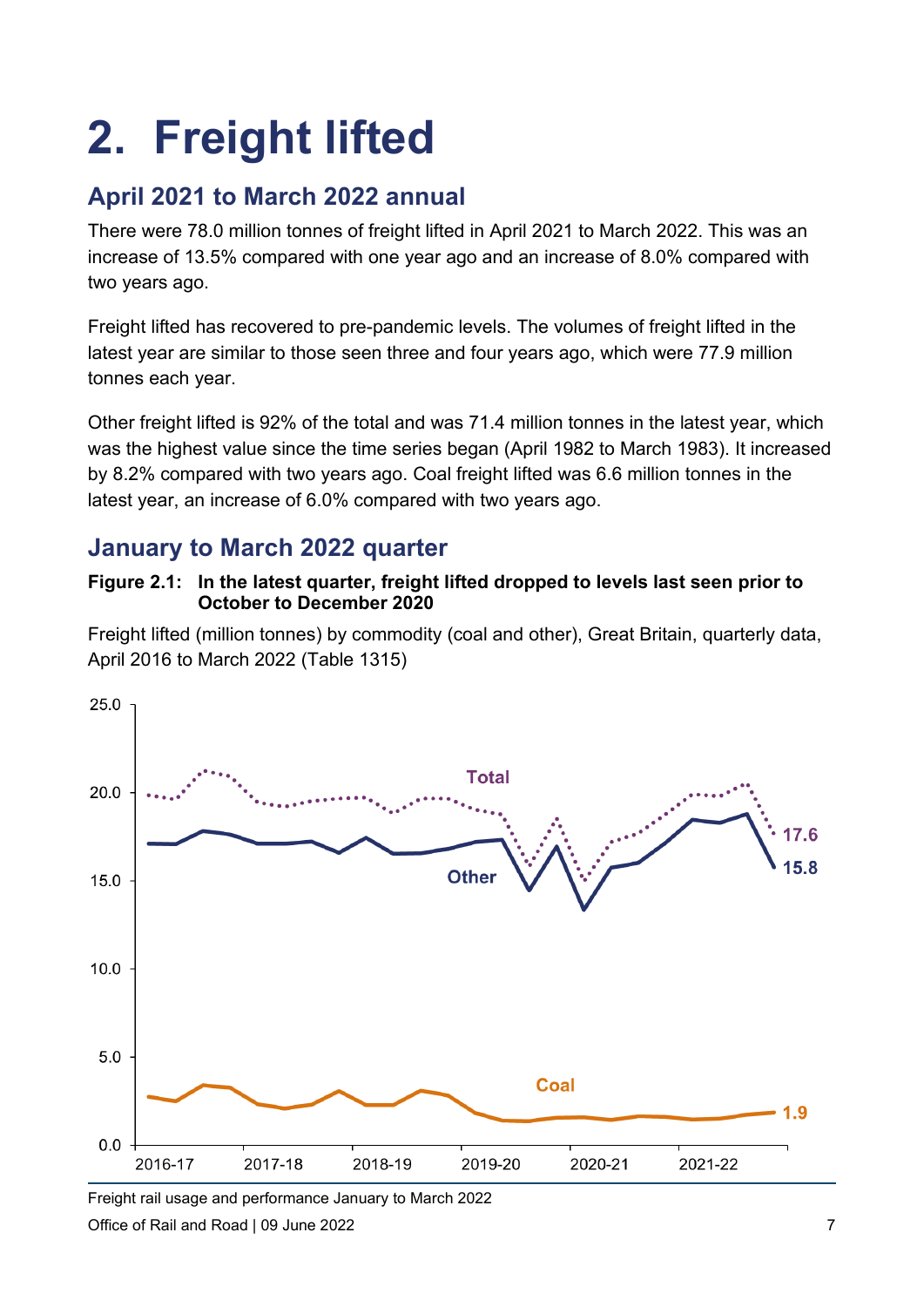# 2. Freight lifted

## April 2021 to March 2022 annual

There were 78.0 million tonnes of freight lifted in April 2021 to March 2022. This was an increase of 13.5% compared with one year ago and an increase of 8.0% compared with two years ago.

Freight lifted has recovered to pre-pandemic levels. The volumes of freight lifted in the latest year are similar to those seen three and four years ago, which were 77.9 million tonnes each year.

Other freight lifted is 92% of the total and was 71.4 million tonnes in the latest year, which was the highest value since the time series began (April 1982 to March 1983). It increased by 8.2% compared with two years ago. Coal freight lifted was 6.6 million tonnes in the latest year, an increase of 6.0% compared with two years ago.

## January to March 2022 quarter

**Figure 2.1: In the latest quarter, freight lifted dropped to levels last seen prior to October to December 2020**

Freight lifted (million tonnes) by commodity (coal and other), Great Britain, quarterly data, April 2016 to March 2022 (Table 1315)

25.0
20.0
15.0
10.0
5.0
0.0

Total
Other
Coal
17.6
15.8
1.9

2016-17
2017-18
2018-19
2019-20
2020-21
2021-22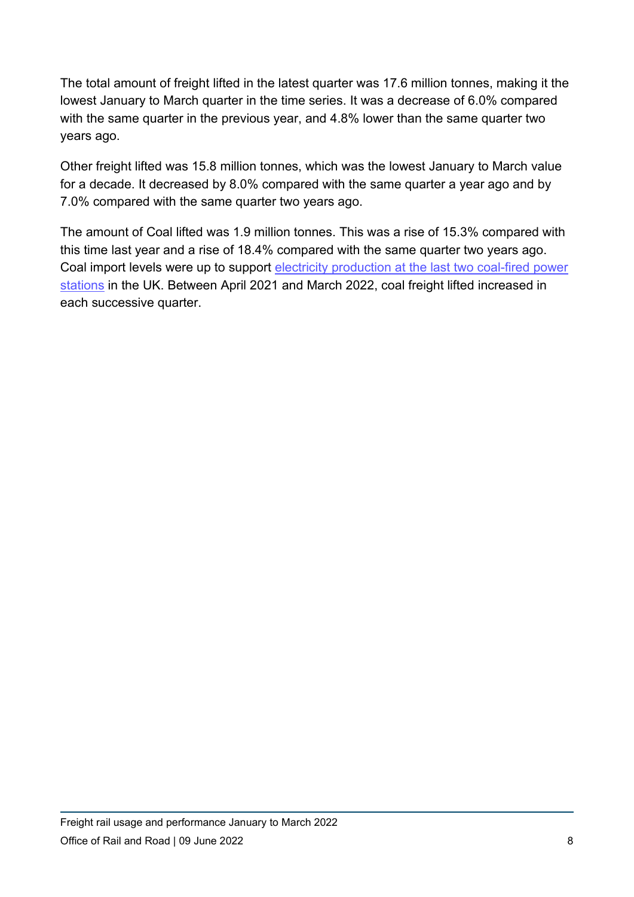The total amount of freight lifted in the latest quarter was 17.6 million tonnes, making it the lowest January to March quarter in the time series. It was a decrease of 6.0% compared with the same quarter in the previous year, and 4.8% lower than the same quarter two years ago.

Other freight lifted was 15.8 million tonnes, which was the lowest January to March value for a decade. It decreased by 8.0% compared with the same quarter a year ago and by 7.0% compared with the same quarter two years ago.

The amount of Coal lifted was 1.9 million tonnes. This was a rise of 15.3% compared with this time last year and a rise of 18.4% compared with the same quarter two years ago. Coal import levels were up to support electricity production at the last two coal-fired power stations in the UK. Between April 2021 and March 2022, coal freight lifted increased in each successive quarter.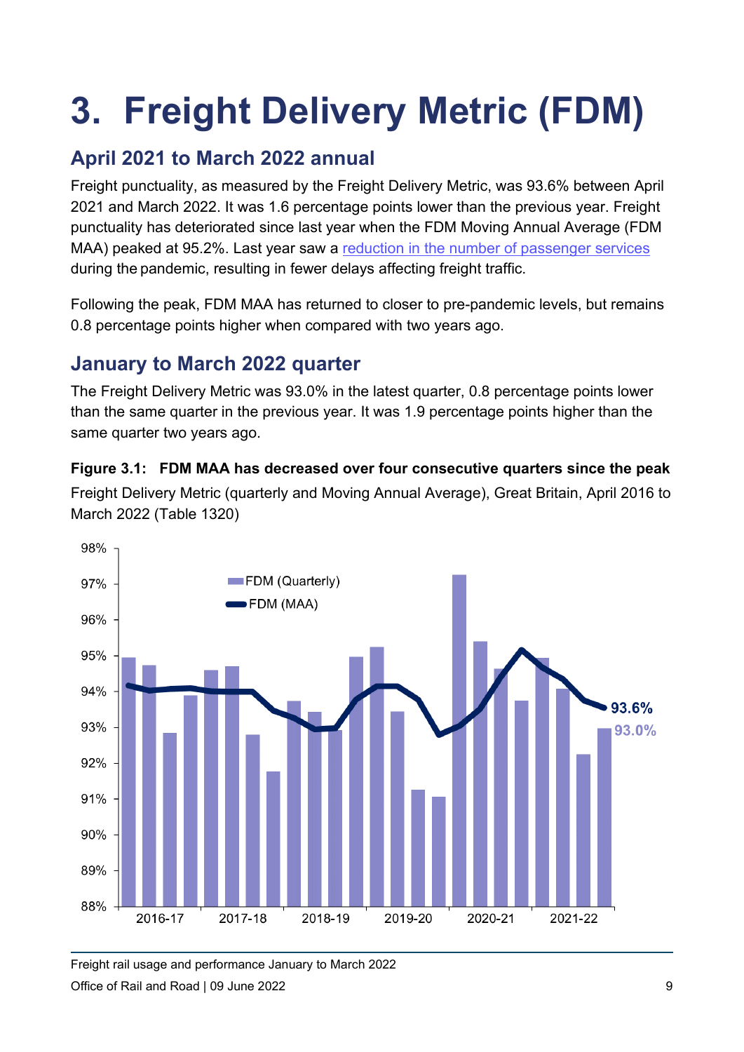# 3. Freight Delivery Metric (FDM)

## April 2021 to March 2022 annual

Freight punctuality, as measured by the Freight Delivery Metric, was 93.6% between April 2021 and March 2022. It was 1.6 percentage points lower than the previous year. Freight punctuality has deteriorated since last year when the FDM Moving Annual Average (FDM MAA) peaked at 95.2%. Last year saw a [reduction in the number of passenger services](#) during the pandemic, resulting in fewer delays affecting freight traffic.

Following the peak, FDM MAA has returned to closer to pre-pandemic levels, but remains 0.8 percentage points higher when compared with two years ago.

## January to March 2022 quarter

The Freight Delivery Metric was 93.0% in the latest quarter, 0.8 percentage points lower than the same quarter in the previous year. It was 1.9 percentage points higher than the same quarter two years ago.

**Figure 3.1: FDM MAA has decreased over four consecutive quarters since the peak**

Freight Delivery Metric (quarterly and Moving Annual Average), Great Britain, April 2016 to March 2022 (Table 1320)

FDM (Quarterly)
FDM (MAA)

98%
97%
96%
95%
94%
93%
92%
91%
90%
89%
88%

2016-17
2017-18
2018-19
2019-20
2020-21
2021-22

93.6%
93.0%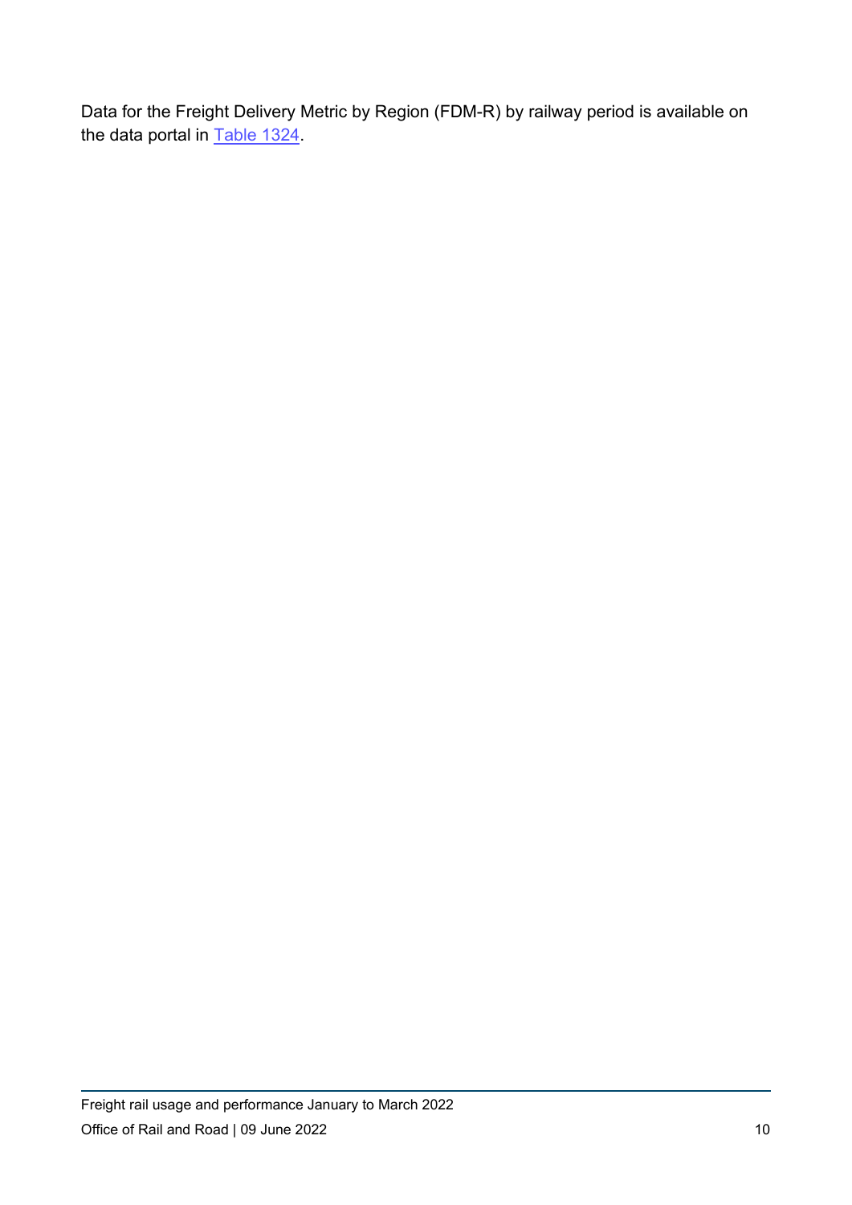Data for the Freight Delivery Metric by Region (FDM-R) by railway period is available on the data portal in [Table 1324](Table 1324).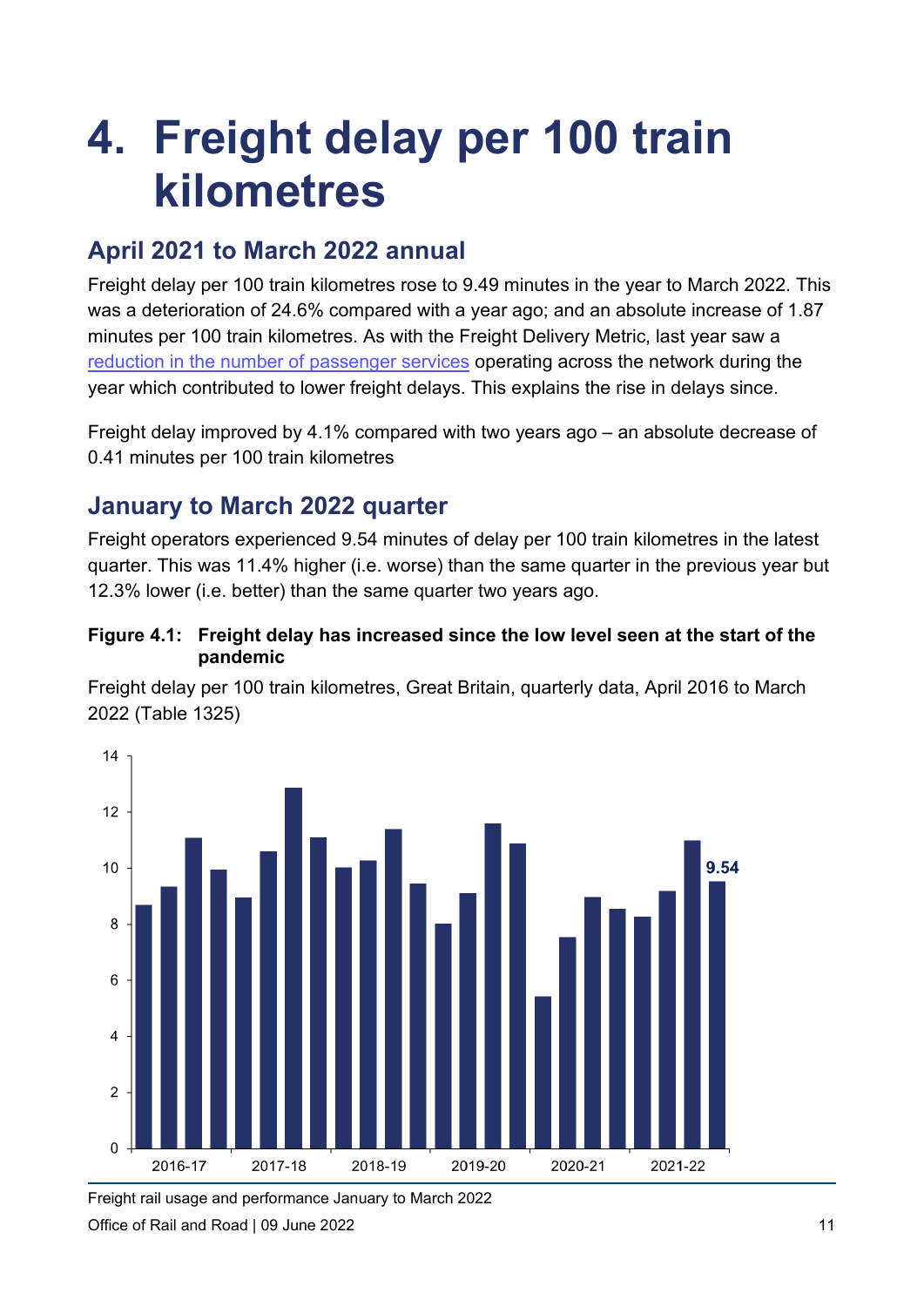# 4. Freight delay per 100 train kilometres

## April 2021 to March 2022 annual

Freight delay per 100 train kilometres rose to 9.49 minutes in the year to March 2022. This was a deterioration of 24.6% compared with a year ago; and an absolute increase of 1.87 minutes per 100 train kilometres. As with the Freight Delivery Metric, last year saw a [reduction in the number of passenger services] operating across the network during the year which contributed to lower freight delays. This explains the rise in delays since.

Freight delay improved by 4.1% compared with two years ago – an absolute decrease of 0.41 minutes per 100 train kilometres

## January to March 2022 quarter

Freight operators experienced 9.54 minutes of delay per 100 train kilometres in the latest quarter. This was 11.4% higher (i.e. worse) than the same quarter in the previous year but 12.3% lower (i.e. better) than the same quarter two years ago.

**Figure 4.1: Freight delay has increased since the low level seen at the start of the pandemic**

Freight delay per 100 train kilometres, Great Britain, quarterly data, April 2016 to March 2022 (Table 1325)

14
12
10
8
6
4
2
0

9.54

2016-17
2017-18
2018-19
2019-20
2020-21
2021-22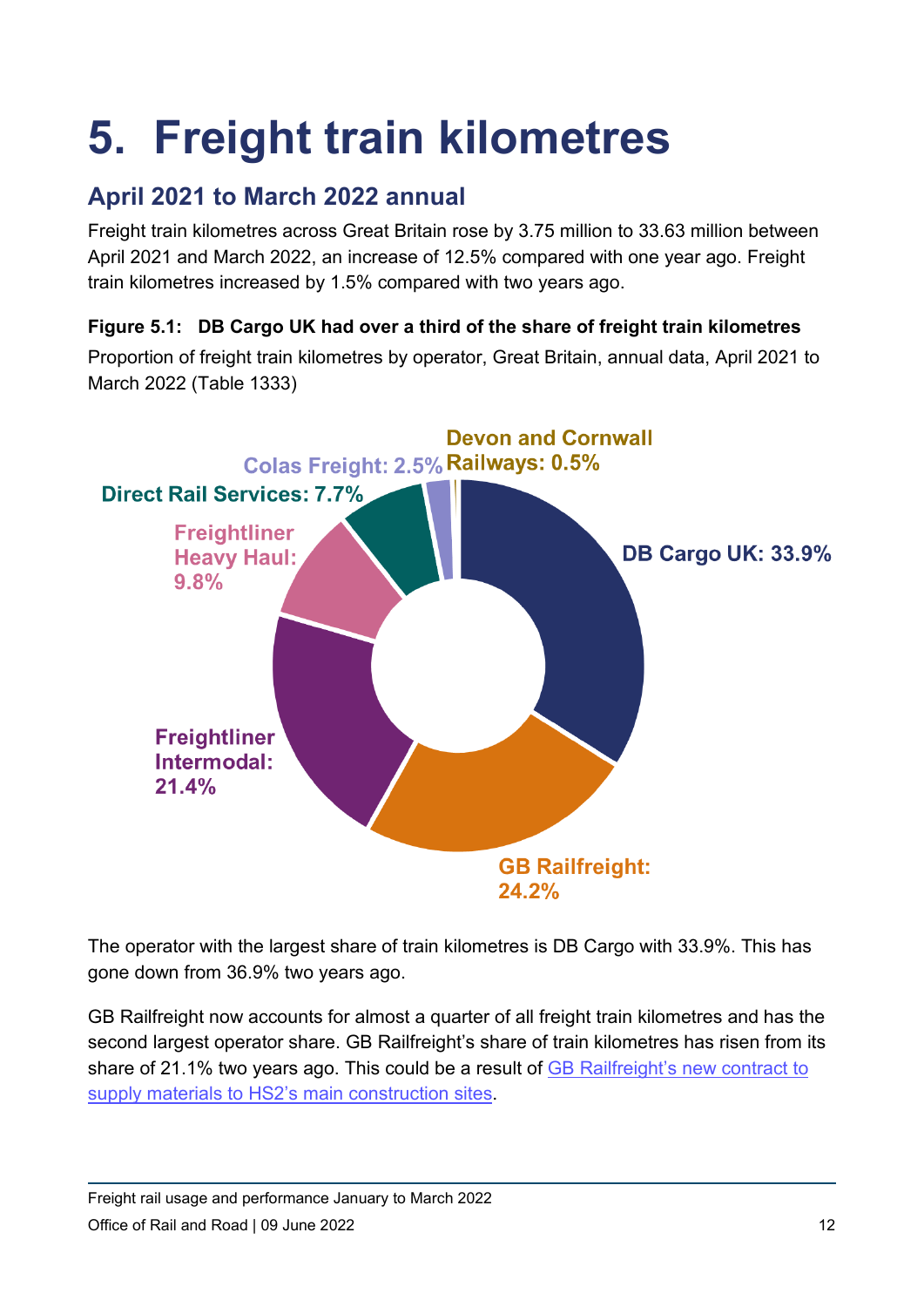# 5. Freight train kilometres

## April 2021 to March 2022 annual

Freight train kilometres across Great Britain rose by 3.75 million to 33.63 million between April 2021 and March 2022, an increase of 12.5% compared with one year ago. Freight train kilometres increased by 1.5% compared with two years ago.

**Figure 5.1: DB Cargo UK had over a third of the share of freight train kilometres**

Proportion of freight train kilometres by operator, Great Britain, annual data, April 2021 to March 2022 (Table 1333)

Devon and Cornwall Railways: 0.5%
Colas Freight: 2.5%
Direct Rail Services: 7.7%
Freightliner Heavy Haul: 9.8%
DB Cargo UK: 33.9%
Freightliner Intermodal: 21.4%
GB Railfreight: 24.2%

The operator with the largest share of train kilometres is DB Cargo with 33.9%. This has gone down from 36.9% two years ago.

GB Railfreight now accounts for almost a quarter of all freight train kilometres and has the second largest operator share. GB Railfreight's share of train kilometres has risen from its share of 21.1% two years ago. This could be a result of GB Railfreight's new contract to supply materials to HS2's main construction sites.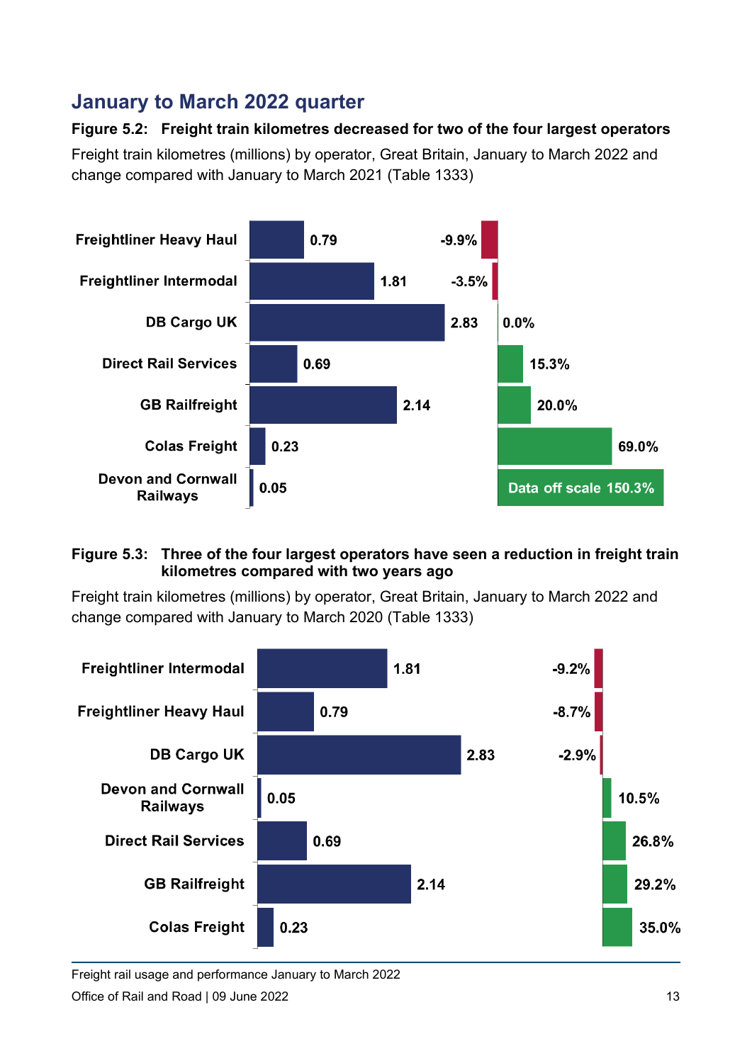## January to March 2022 quarter

**Figure 5.2: Freight train kilometres decreased for two of the four largest operators**

Freight train kilometres (millions) by operator, Great Britain, January to March 2022 and change compared with January to March 2021 (Table 1333)

Freightliner Heavy Haul 0.79 -9.9%
Freightliner Intermodal 1.81 -3.5%
DB Cargo UK 2.83 0.0%
Direct Rail Services 0.69 15.3%
GB Railfreight 2.14 20.0%
Colas Freight 0.23 69.0%
Devon and Cornwall Railways 0.05 Data off scale 150.3%

**Figure 5.3: Three of the four largest operators have seen a reduction in freight train kilometres compared with two years ago**

Freight train kilometres (millions) by operator, Great Britain, January to March 2022 and change compared with January to March 2020 (Table 1333)

Freightliner Intermodal 1.81 -9.2%
Freightliner Heavy Haul 0.79 -8.7%
DB Cargo UK 2.83 -2.9%
Devon and Cornwall Railways 0.05 10.5%
Direct Rail Services 0.69 26.8%
GB Railfreight 2.14 29.2%
Colas Freight 0.23 35.0%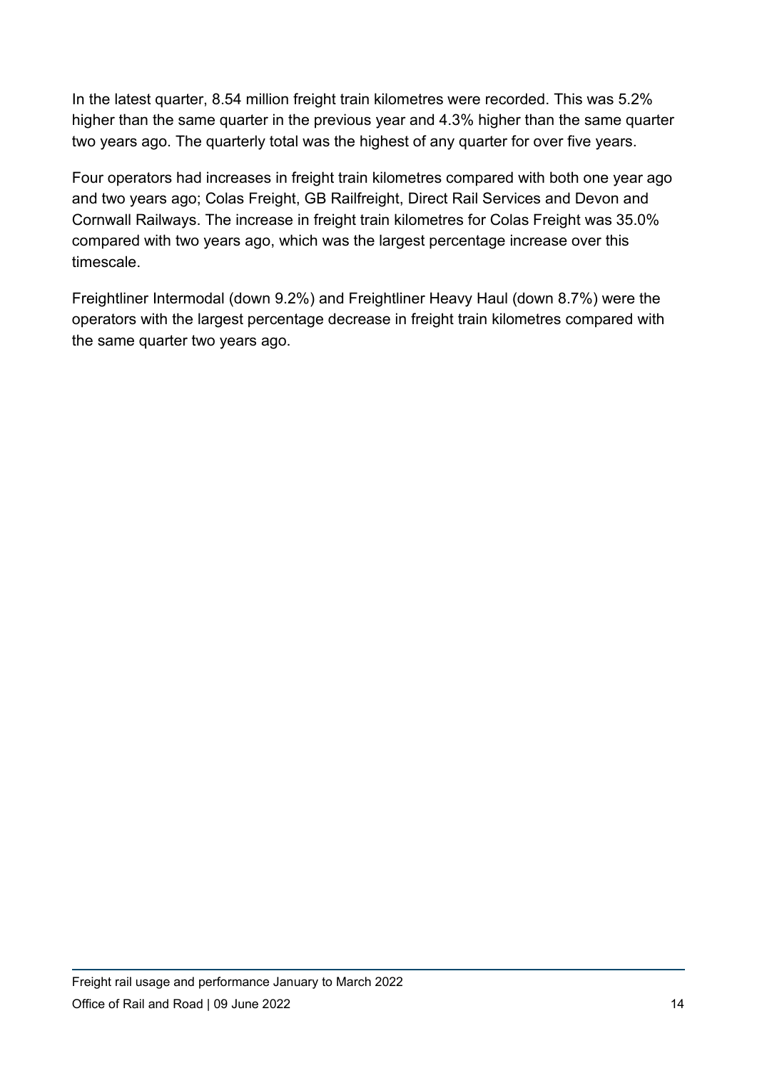In the latest quarter, 8.54 million freight train kilometres were recorded. This was 5.2% higher than the same quarter in the previous year and 4.3% higher than the same quarter two years ago. The quarterly total was the highest of any quarter for over five years.

Four operators had increases in freight train kilometres compared with both one year ago and two years ago; Colas Freight, GB Railfreight, Direct Rail Services and Devon and Cornwall Railways. The increase in freight train kilometres for Colas Freight was 35.0% compared with two years ago, which was the largest percentage increase over this timescale.

Freightliner Intermodal (down 9.2%) and Freightliner Heavy Haul (down 8.7%) were the operators with the largest percentage decrease in freight train kilometres compared with the same quarter two years ago.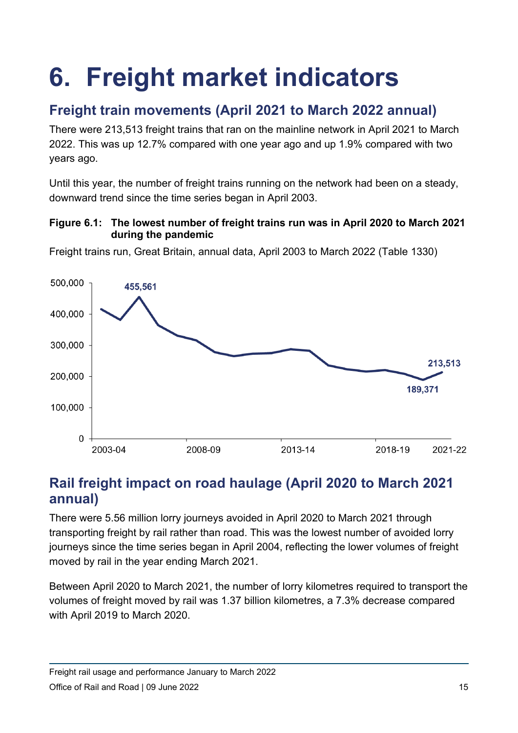# 6. Freight market indicators

## Freight train movements (April 2021 to March 2022 annual)

There were 213,513 freight trains that ran on the mainline network in April 2021 to March 2022. This was up 12.7% compared with one year ago and up 1.9% compared with two years ago.

Until this year, the number of freight trains running on the network had been on a steady, downward trend since the time series began in April 2003.

**Figure 6.1: The lowest number of freight trains run was in April 2020 to March 2021 during the pandemic**

Freight trains run, Great Britain, annual data, April 2003 to March 2022 (Table 1330)

500,000
400,000
300,000
200,000
100,000
0

455,561
213,513
189,371

2003-04
2008-09
2013-14
2018-19
2021-22

## Rail freight impact on road haulage (April 2020 to March 2021 annual)

There were 5.56 million lorry journeys avoided in April 2020 to March 2021 through transporting freight by rail rather than road. This was the lowest number of avoided lorry journeys since the time series began in April 2004, reflecting the lower volumes of freight moved by rail in the year ending March 2021.

Between April 2020 to March 2021, the number of lorry kilometres required to transport the volumes of freight moved by rail was 1.37 billion kilometres, a 7.3% decrease compared with April 2019 to March 2020.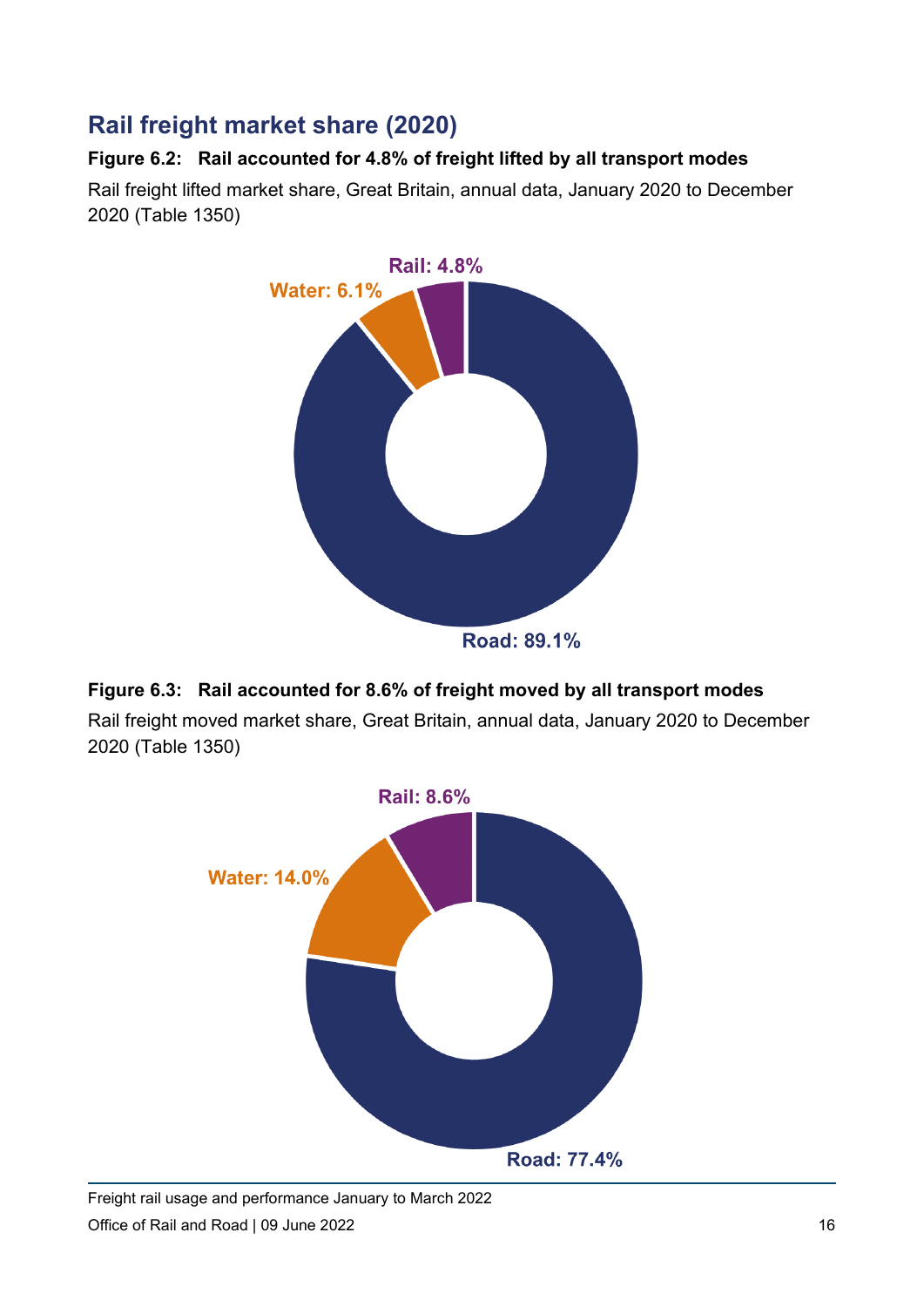## Rail freight market share (2020)

**Figure 6.2: Rail accounted for 4.8% of freight lifted by all transport modes**

Rail freight lifted market share, Great Britain, annual data, January 2020 to December 2020 (Table 1350)

Rail: 4.8%

Water: 6.1%

Road: 89.1%

**Figure 6.3: Rail accounted for 8.6% of freight moved by all transport modes**

Rail freight moved market share, Great Britain, annual data, January 2020 to December 2020 (Table 1350)

Rail: 8.6%

Water: 14.0%

Road: 77.4%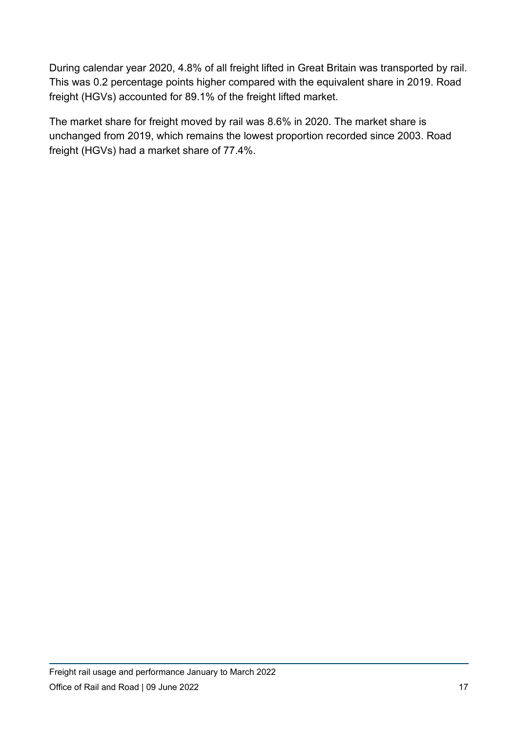During calendar year 2020, 4.8% of all freight lifted in Great Britain was transported by rail. This was 0.2 percentage points higher compared with the equivalent share in 2019. Road freight (HGVs) accounted for 89.1% of the freight lifted market.

The market share for freight moved by rail was 8.6% in 2020. The market share is unchanged from 2019, which remains the lowest proportion recorded since 2003. Road freight (HGVs) had a market share of 77.4%.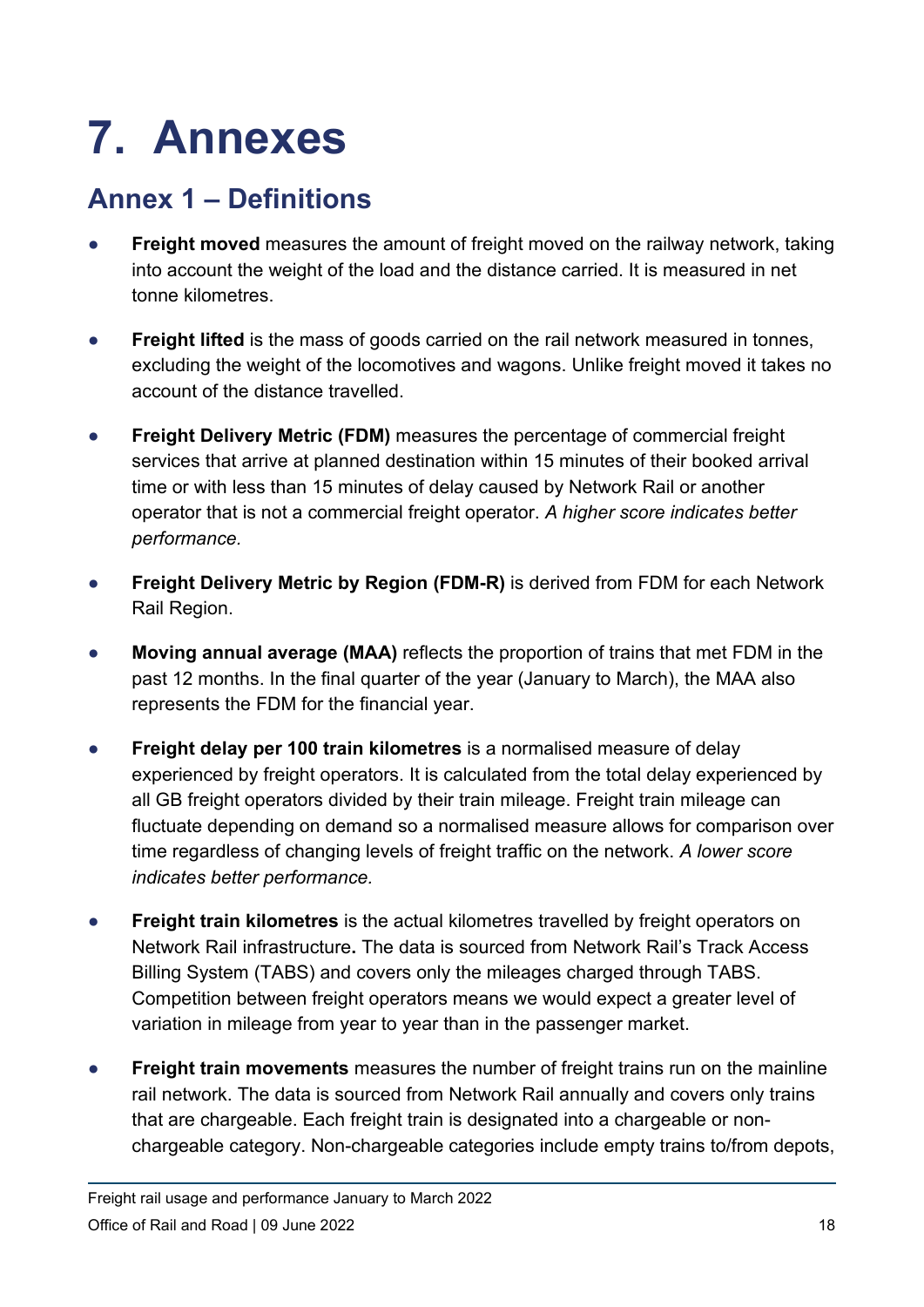# 7. Annexes

## Annex 1 – Definitions

- **Freight moved** measures the amount of freight moved on the railway network, taking into account the weight of the load and the distance carried. It is measured in net tonne kilometres.
- **Freight lifted** is the mass of goods carried on the rail network measured in tonnes, excluding the weight of the locomotives and wagons. Unlike freight moved it takes no account of the distance travelled.
- **Freight Delivery Metric (FDM)** measures the percentage of commercial freight services that arrive at planned destination within 15 minutes of their booked arrival time or with less than 15 minutes of delay caused by Network Rail or another operator that is not a commercial freight operator. *A higher score indicates better performance.*
- **Freight Delivery Metric by Region (FDM-R)** is derived from FDM for each Network Rail Region.
- **Moving annual average (MAA)** reflects the proportion of trains that met FDM in the past 12 months. In the final quarter of the year (January to March), the MAA also represents the FDM for the financial year.
- **Freight delay per 100 train kilometres** is a normalised measure of delay experienced by freight operators. It is calculated from the total delay experienced by all GB freight operators divided by their train mileage. Freight train mileage can fluctuate depending on demand so a normalised measure allows for comparison over time regardless of changing levels of freight traffic on the network. *A lower score indicates better performance.*
- **Freight train kilometres** is the actual kilometres travelled by freight operators on Network Rail infrastructure**.** The data is sourced from Network Rail's Track Access Billing System (TABS) and covers only the mileages charged through TABS. Competition between freight operators means we would expect a greater level of variation in mileage from year to year than in the passenger market.
- **Freight train movements** measures the number of freight trains run on the mainline rail network. The data is sourced from Network Rail annually and covers only trains that are chargeable. Each freight train is designated into a chargeable or non-chargeable category. Non-chargeable categories include empty trains to/from depots,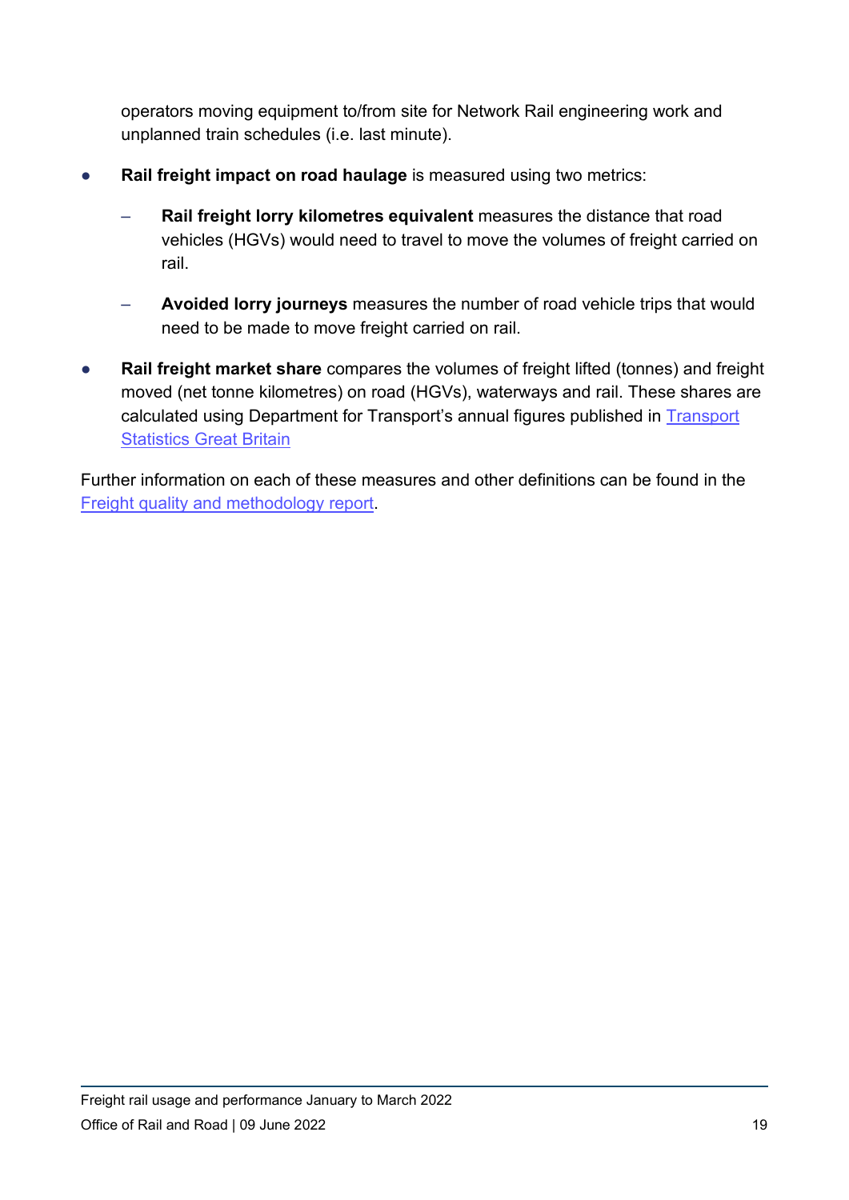operators moving equipment to/from site for Network Rail engineering work and unplanned train schedules (i.e. last minute).

- **Rail freight impact on road haulage** is measured using two metrics:
  - **Rail freight lorry kilometres equivalent** measures the distance that road vehicles (HGVs) would need to travel to move the volumes of freight carried on rail.
  - **Avoided lorry journeys** measures the number of road vehicle trips that would need to be made to move freight carried on rail.
- **Rail freight market share** compares the volumes of freight lifted (tonnes) and freight moved (net tonne kilometres) on road (HGVs), waterways and rail. These shares are calculated using Department for Transport's annual figures published in [Transport Statistics Great Britain]

Further information on each of these measures and other definitions can be found in the [Freight quality and methodology report].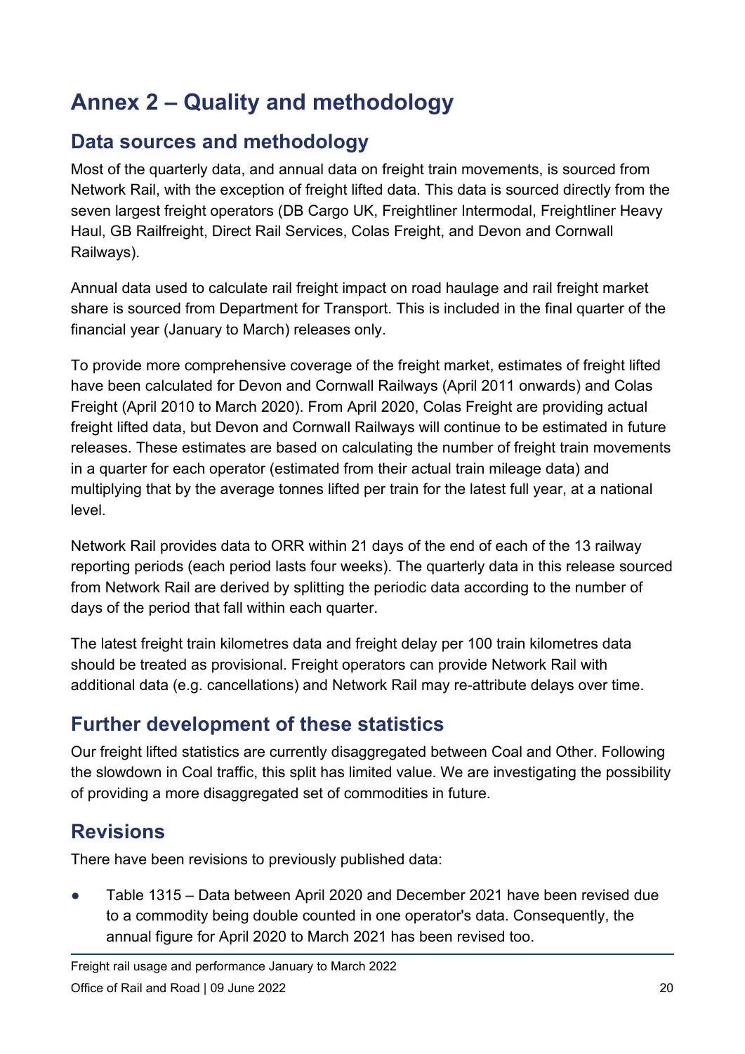# Annex 2 – Quality and methodology

## Data sources and methodology

Most of the quarterly data, and annual data on freight train movements, is sourced from Network Rail, with the exception of freight lifted data. This data is sourced directly from the seven largest freight operators (DB Cargo UK, Freightliner Intermodal, Freightliner Heavy Haul, GB Railfreight, Direct Rail Services, Colas Freight, and Devon and Cornwall Railways).

Annual data used to calculate rail freight impact on road haulage and rail freight market share is sourced from Department for Transport. This is included in the final quarter of the financial year (January to March) releases only.

To provide more comprehensive coverage of the freight market, estimates of freight lifted have been calculated for Devon and Cornwall Railways (April 2011 onwards) and Colas Freight (April 2010 to March 2020). From April 2020, Colas Freight are providing actual freight lifted data, but Devon and Cornwall Railways will continue to be estimated in future releases. These estimates are based on calculating the number of freight train movements in a quarter for each operator (estimated from their actual train mileage data) and multiplying that by the average tonnes lifted per train for the latest full year, at a national level.

Network Rail provides data to ORR within 21 days of the end of each of the 13 railway reporting periods (each period lasts four weeks). The quarterly data in this release sourced from Network Rail are derived by splitting the periodic data according to the number of days of the period that fall within each quarter.

The latest freight train kilometres data and freight delay per 100 train kilometres data should be treated as provisional. Freight operators can provide Network Rail with additional data (e.g. cancellations) and Network Rail may re-attribute delays over time.

## Further development of these statistics

Our freight lifted statistics are currently disaggregated between Coal and Other. Following the slowdown in Coal traffic, this split has limited value. We are investigating the possibility of providing a more disaggregated set of commodities in future.

## Revisions

There have been revisions to previously published data:

- Table 1315 – Data between April 2020 and December 2021 have been revised due to a commodity being double counted in one operator's data. Consequently, the annual figure for April 2020 to March 2021 has been revised too.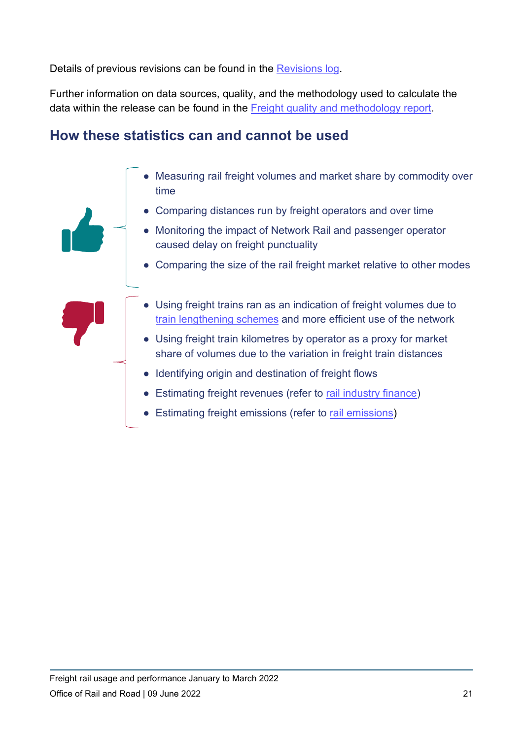Details of previous revisions can be found in the Revisions log.

Further information on data sources, quality, and the methodology used to calculate the data within the release can be found in the Freight quality and methodology report.

## How these statistics can and cannot be used

- Measuring rail freight volumes and market share by commodity over time
- Comparing distances run by freight operators and over time
- Monitoring the impact of Network Rail and passenger operator caused delay on freight punctuality
- Comparing the size of the rail freight market relative to other modes

- Using freight trains ran as an indication of freight volumes due to train lengthening schemes and more efficient use of the network
- Using freight train kilometres by operator as a proxy for market share of volumes due to the variation in freight train distances
- Identifying origin and destination of freight flows
- Estimating freight revenues (refer to rail industry finance)
- Estimating freight emissions (refer to rail emissions)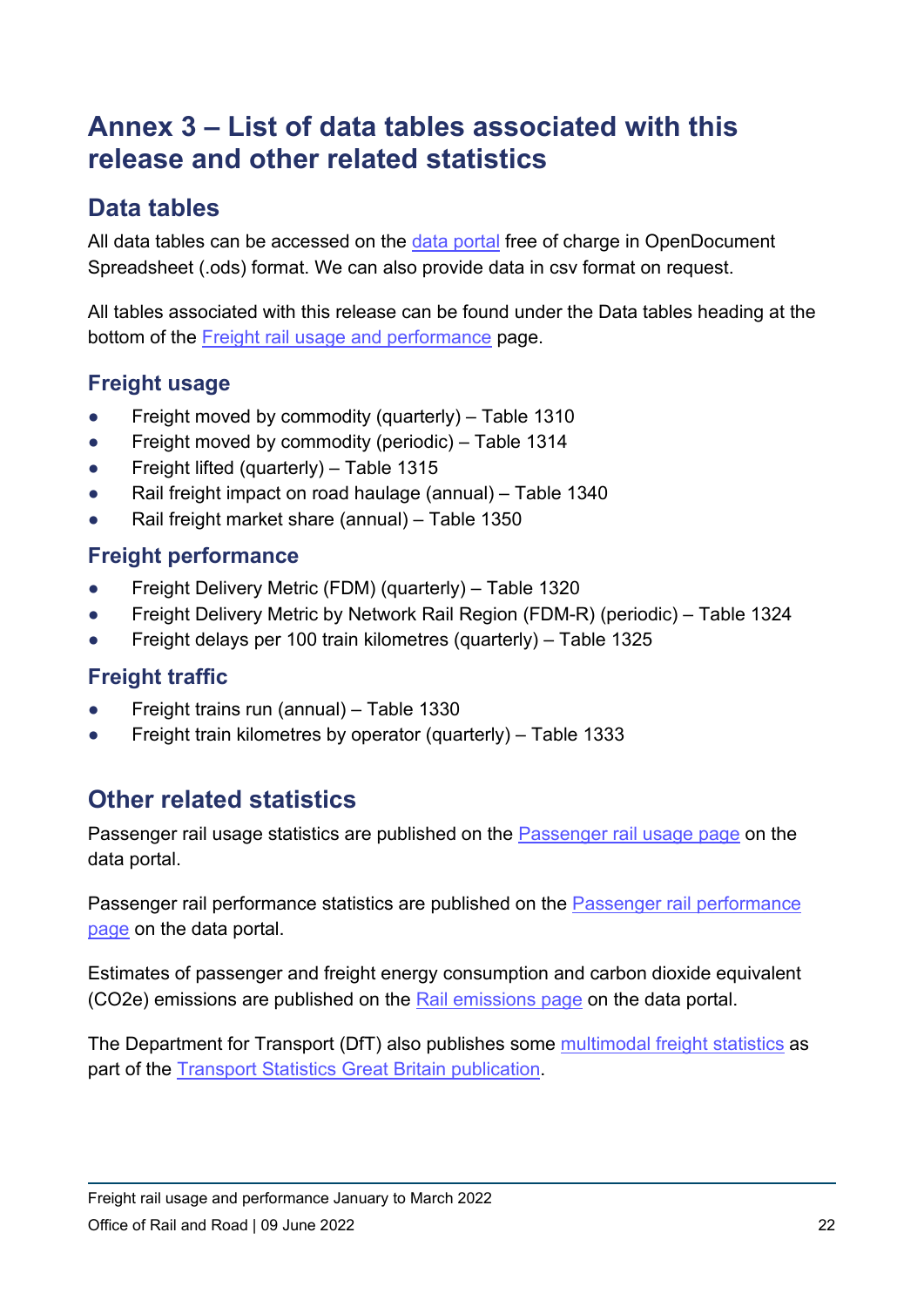# Annex 3 – List of data tables associated with this release and other related statistics

## Data tables

All data tables can be accessed on the data portal free of charge in OpenDocument Spreadsheet (.ods) format. We can also provide data in csv format on request.

All tables associated with this release can be found under the Data tables heading at the bottom of the Freight rail usage and performance page.

### Freight usage

- Freight moved by commodity (quarterly) – Table 1310
- Freight moved by commodity (periodic) – Table 1314
- Freight lifted (quarterly) – Table 1315
- Rail freight impact on road haulage (annual) – Table 1340
- Rail freight market share (annual) – Table 1350

### Freight performance

- Freight Delivery Metric (FDM) (quarterly) – Table 1320
- Freight Delivery Metric by Network Rail Region (FDM-R) (periodic) – Table 1324
- Freight delays per 100 train kilometres (quarterly) – Table 1325

### Freight traffic

- Freight trains run (annual) – Table 1330
- Freight train kilometres by operator (quarterly) – Table 1333

## Other related statistics

Passenger rail usage statistics are published on the Passenger rail usage page on the data portal.

Passenger rail performance statistics are published on the Passenger rail performance page on the data portal.

Estimates of passenger and freight energy consumption and carbon dioxide equivalent ($CO_2e$) emissions are published on the Rail emissions page on the data portal.

The Department for Transport (DfT) also publishes some multimodal freight statistics as part of the Transport Statistics Great Britain publication.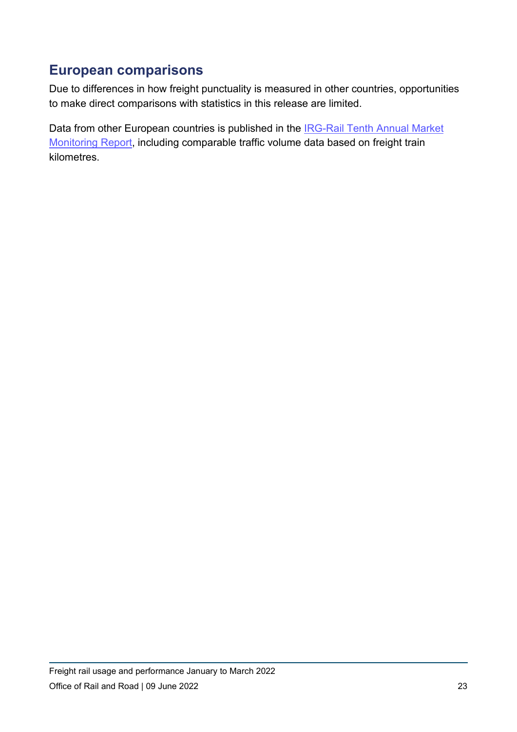## European comparisons

Due to differences in how freight punctuality is measured in other countries, opportunities to make direct comparisons with statistics in this release are limited.

Data from other European countries is published in the IRG-Rail Tenth Annual Market Monitoring Report, including comparable traffic volume data based on freight train kilometres.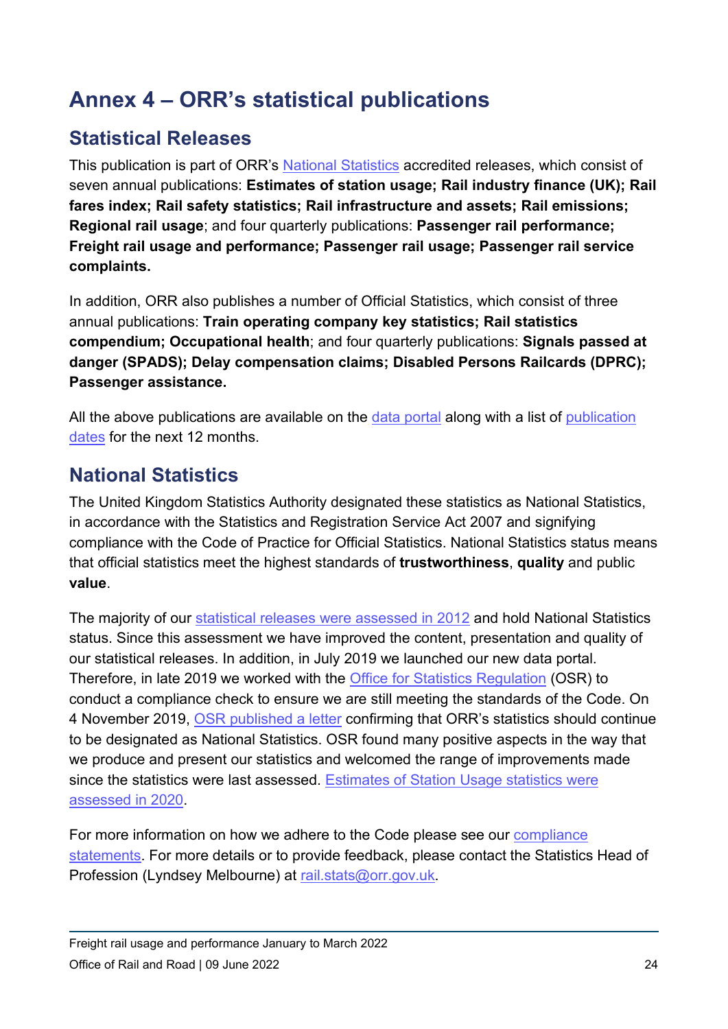# Annex 4 – ORR's statistical publications

## Statistical Releases

This publication is part of ORR's National Statistics accredited releases, which consist of seven annual publications: **Estimates of station usage; Rail industry finance (UK); Rail fares index; Rail safety statistics; Rail infrastructure and assets; Rail emissions; Regional rail usage**; and four quarterly publications: **Passenger rail performance; Freight rail usage and performance; Passenger rail usage; Passenger rail service complaints.**

In addition, ORR also publishes a number of Official Statistics, which consist of three annual publications: **Train operating company key statistics; Rail statistics compendium; Occupational health**; and four quarterly publications: **Signals passed at danger (SPADS); Delay compensation claims; Disabled Persons Railcards (DPRC); Passenger assistance.**

All the above publications are available on the data portal along with a list of publication dates for the next 12 months.

## National Statistics

The United Kingdom Statistics Authority designated these statistics as National Statistics, in accordance with the Statistics and Registration Service Act 2007 and signifying compliance with the Code of Practice for Official Statistics. National Statistics status means that official statistics meet the highest standards of **trustworthiness**, **quality** and public **value**.

The majority of our statistical releases were assessed in 2012 and hold National Statistics status. Since this assessment we have improved the content, presentation and quality of our statistical releases. In addition, in July 2019 we launched our new data portal. Therefore, in late 2019 we worked with the Office for Statistics Regulation (OSR) to conduct a compliance check to ensure we are still meeting the standards of the Code. On 4 November 2019, OSR published a letter confirming that ORR's statistics should continue to be designated as National Statistics. OSR found many positive aspects in the way that we produce and present our statistics and welcomed the range of improvements made since the statistics were last assessed. Estimates of Station Usage statistics were assessed in 2020.

For more information on how we adhere to the Code please see our compliance statements. For more details or to provide feedback, please contact the Statistics Head of Profession (Lyndsey Melbourne) at rail.stats@orr.gov.uk.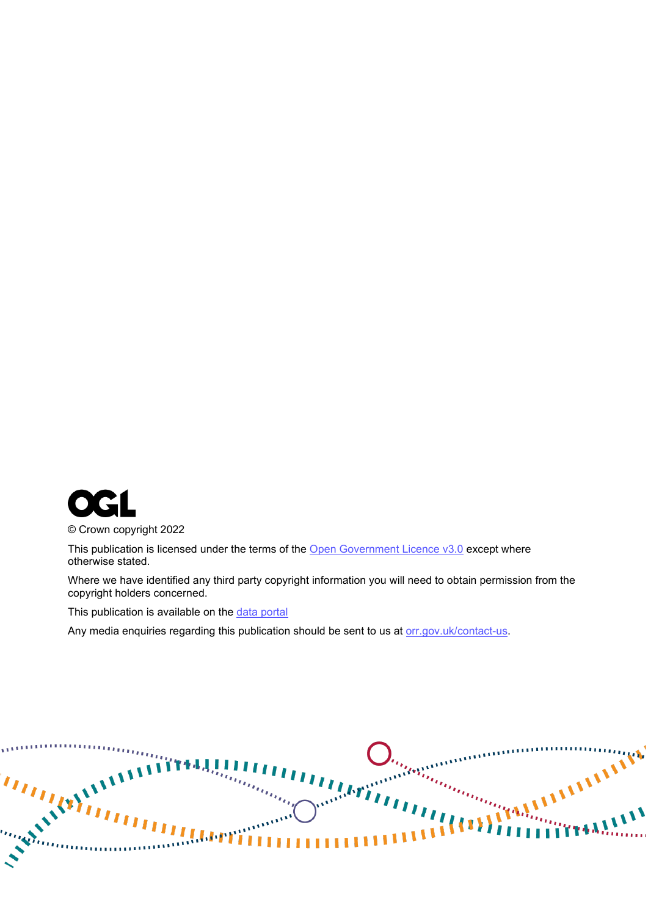© Crown copyright 2022

This publication is licensed under the terms of the Open Government Licence v3.0 except where otherwise stated.

Where we have identified any third party copyright information you will need to obtain permission from the copyright holders concerned.

This publication is available on the data portal

Any media enquiries regarding this publication should be sent to us at orr.gov.uk/contact-us.